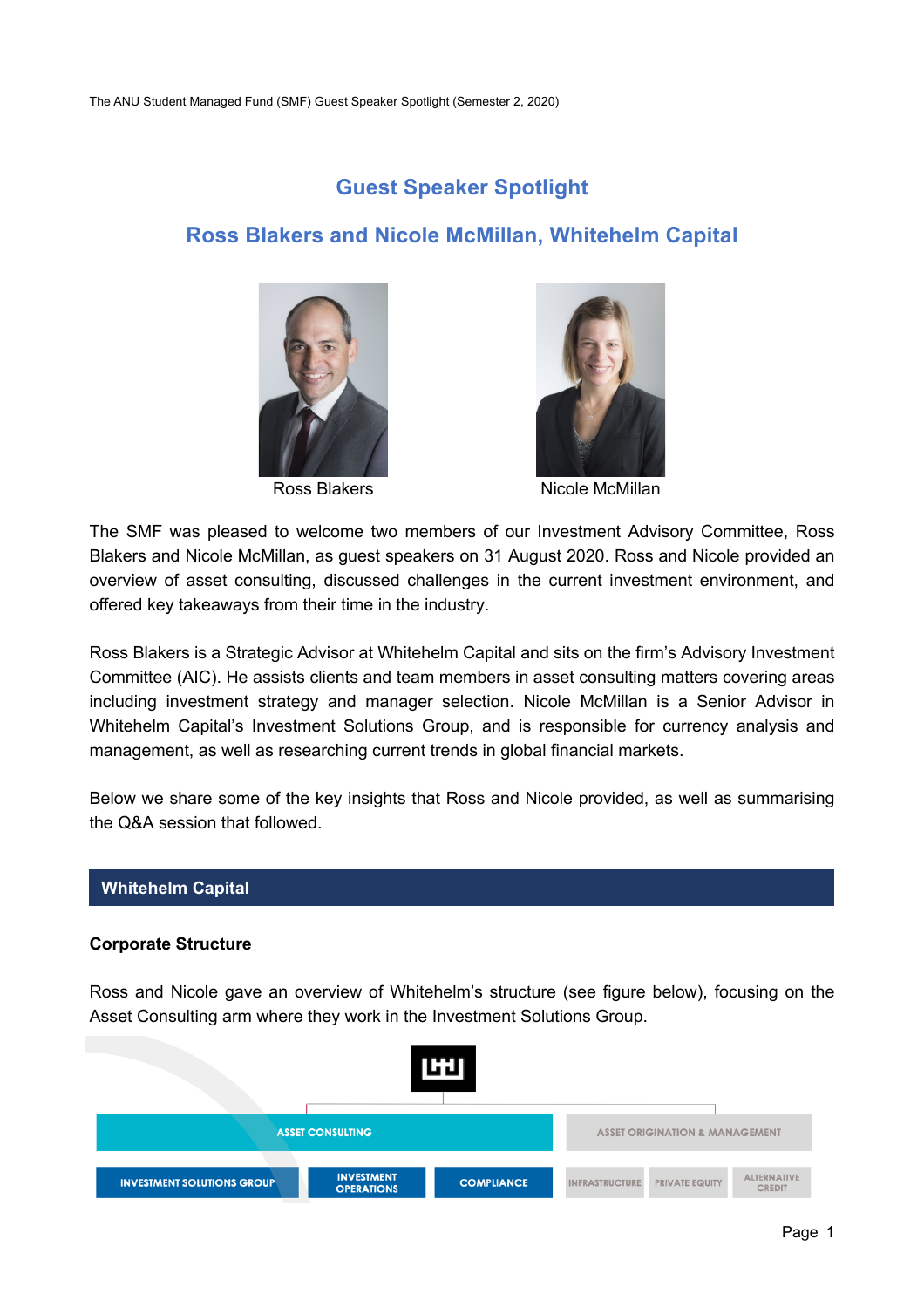# Guest Speaker Spotlight

## Ross Blakers and Nicole McMillan, Whitehelm Capital

Ross Blakers

Nicole McMillan

The SMF was pleased to welcome two members of our Investment Advisory Committee, Ross Blakers and Nicole McMillan, as guest speakers on 31 August 2020. Ross and Nicole provided an overview of asset consulting, discussed challenges in the current investment environment, and offered key takeaways from their time in the industry.

Ross Blakers is a Strategic Advisor at Whitehelm Capital and sits on the firm's Advisory Investment Committee (AIC). He assists clients and team members in asset consulting matters covering areas including investment strategy and manager selection. Nicole McMillan is a Senior Advisor in Whitehelm Capital's Investment Solutions Group, and is responsible for currency analysis and management, as well as researching current trends in global financial markets.

Below we share some of the key insights that Ross and Nicole provided, as well as summarising the Q&A session that followed.

## Whitehelm Capital

### Corporate Structure

Ross and Nicole gave an overview of Whitehelm's structure (see figure below), focusing on the Asset Consulting arm where they work in the Investment Solutions Group.

- ASSET CONSULTING
  - INVESTMENT SOLUTIONS GROUP
  - INVESTMENT OPERATIONS
  - COMPLIANCE
- ASSET ORIGINATION & MANAGEMENT
  - INFRASTRUCTURE
  - PRIVATE EQUITY
  - ALTERNATIVE CREDIT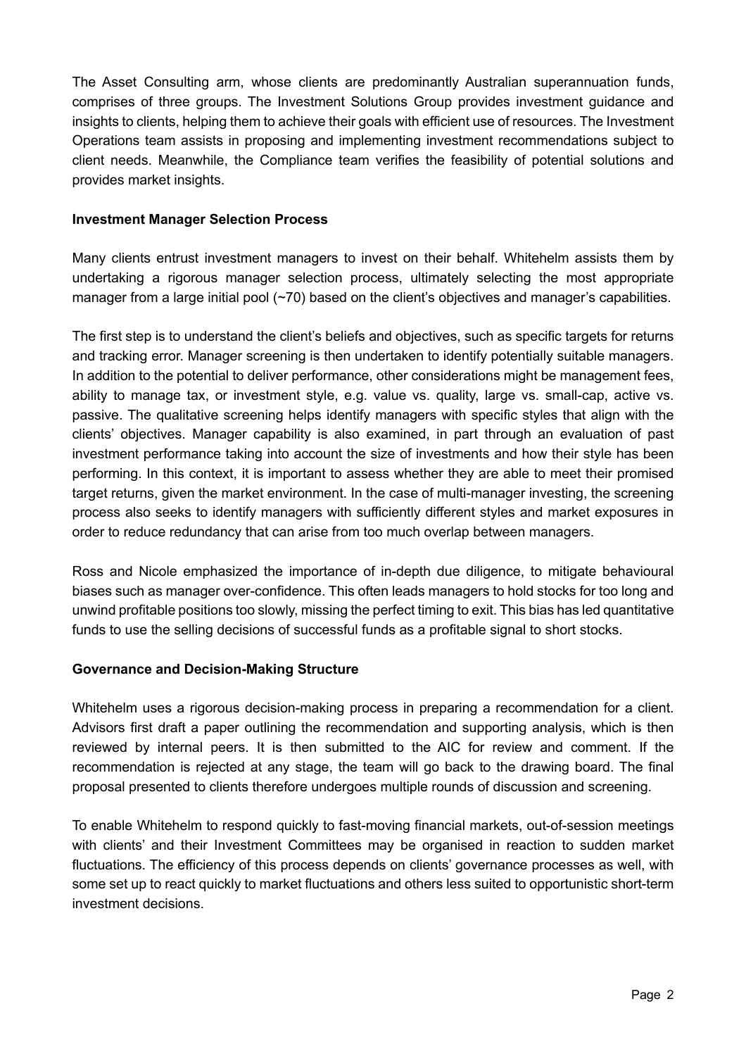The Asset Consulting arm, whose clients are predominantly Australian superannuation funds, comprises of three groups. The Investment Solutions Group provides investment guidance and insights to clients, helping them to achieve their goals with efficient use of resources. The Investment Operations team assists in proposing and implementing investment recommendations subject to client needs. Meanwhile, the Compliance team verifies the feasibility of potential solutions and provides market insights.

**Investment Manager Selection Process**

Many clients entrust investment managers to invest on their behalf. Whitehelm assists them by undertaking a rigorous manager selection process, ultimately selecting the most appropriate manager from a large initial pool (~70) based on the client's objectives and manager's capabilities.

The first step is to understand the client's beliefs and objectives, such as specific targets for returns and tracking error. Manager screening is then undertaken to identify potentially suitable managers. In addition to the potential to deliver performance, other considerations might be management fees, ability to manage tax, or investment style, e.g. value vs. quality, large vs. small-cap, active vs. passive. The qualitative screening helps identify managers with specific styles that align with the clients' objectives. Manager capability is also examined, in part through an evaluation of past investment performance taking into account the size of investments and how their style has been performing. In this context, it is important to assess whether they are able to meet their promised target returns, given the market environment. In the case of multi-manager investing, the screening process also seeks to identify managers with sufficiently different styles and market exposures in order to reduce redundancy that can arise from too much overlap between managers.

Ross and Nicole emphasized the importance of in-depth due diligence, to mitigate behavioural biases such as manager over-confidence. This often leads managers to hold stocks for too long and unwind profitable positions too slowly, missing the perfect timing to exit. This bias has led quantitative funds to use the selling decisions of successful funds as a profitable signal to short stocks.

**Governance and Decision-Making Structure**

Whitehelm uses a rigorous decision-making process in preparing a recommendation for a client. Advisors first draft a paper outlining the recommendation and supporting analysis, which is then reviewed by internal peers. It is then submitted to the AIC for review and comment. If the recommendation is rejected at any stage, the team will go back to the drawing board. The final proposal presented to clients therefore undergoes multiple rounds of discussion and screening.

To enable Whitehelm to respond quickly to fast-moving financial markets, out-of-session meetings with clients' and their Investment Committees may be organised in reaction to sudden market fluctuations. The efficiency of this process depends on clients' governance processes as well, with some set up to react quickly to market fluctuations and others less suited to opportunistic short-term investment decisions.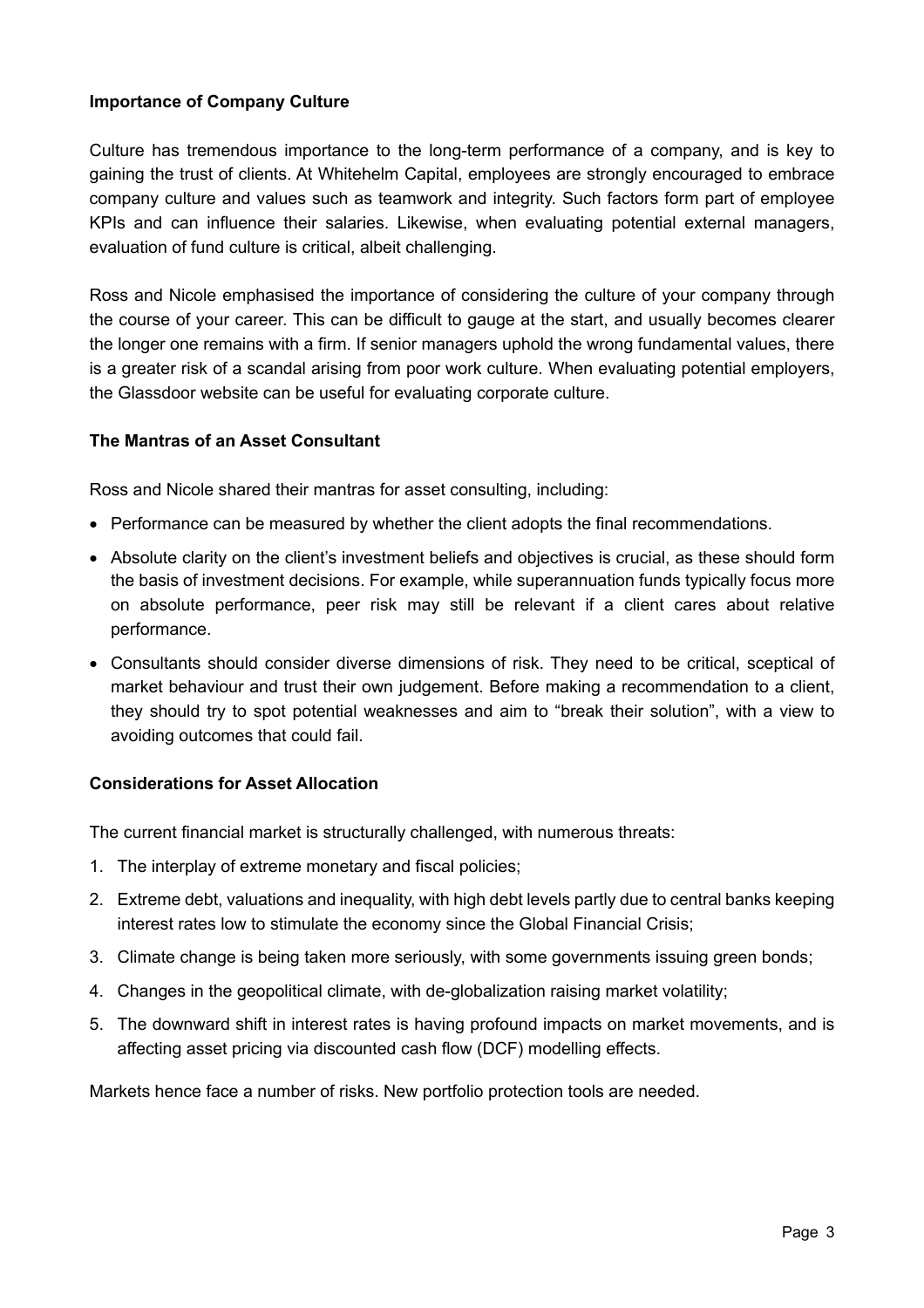**Importance of Company Culture**

Culture has tremendous importance to the long-term performance of a company, and is key to gaining the trust of clients. At Whitehelm Capital, employees are strongly encouraged to embrace company culture and values such as teamwork and integrity. Such factors form part of employee KPIs and can influence their salaries. Likewise, when evaluating potential external managers, evaluation of fund culture is critical, albeit challenging.

Ross and Nicole emphasised the importance of considering the culture of your company through the course of your career. This can be difficult to gauge at the start, and usually becomes clearer the longer one remains with a firm. If senior managers uphold the wrong fundamental values, there is a greater risk of a scandal arising from poor work culture. When evaluating potential employers, the Glassdoor website can be useful for evaluating corporate culture.

**The Mantras of an Asset Consultant**

Ross and Nicole shared their mantras for asset consulting, including:

- Performance can be measured by whether the client adopts the final recommendations.
- Absolute clarity on the client's investment beliefs and objectives is crucial, as these should form the basis of investment decisions. For example, while superannuation funds typically focus more on absolute performance, peer risk may still be relevant if a client cares about relative performance.
- Consultants should consider diverse dimensions of risk. They need to be critical, sceptical of market behaviour and trust their own judgement. Before making a recommendation to a client, they should try to spot potential weaknesses and aim to "break their solution", with a view to avoiding outcomes that could fail.

**Considerations for Asset Allocation**

The current financial market is structurally challenged, with numerous threats:

1. The interplay of extreme monetary and fiscal policies;
2. Extreme debt, valuations and inequality, with high debt levels partly due to central banks keeping interest rates low to stimulate the economy since the Global Financial Crisis;
3. Climate change is being taken more seriously, with some governments issuing green bonds;
4. Changes in the geopolitical climate, with de-globalization raising market volatility;
5. The downward shift in interest rates is having profound impacts on market movements, and is affecting asset pricing via discounted cash flow (DCF) modelling effects.

Markets hence face a number of risks. New portfolio protection tools are needed.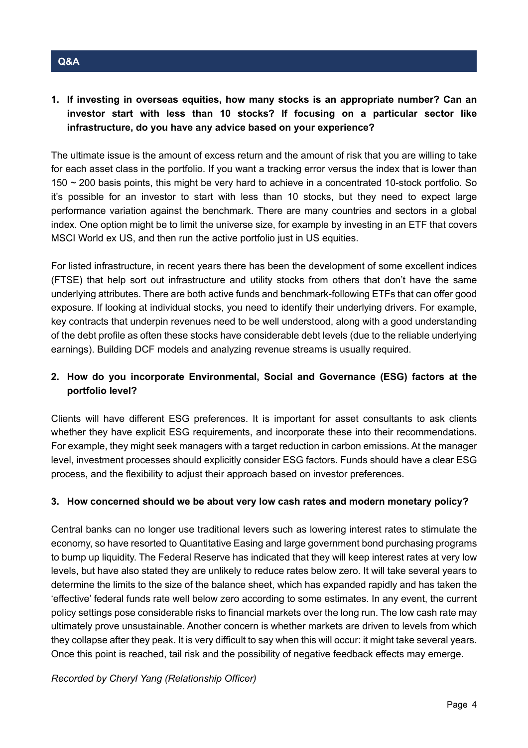## Q&A

**1. If investing in overseas equities, how many stocks is an appropriate number? Can an investor start with less than 10 stocks? If focusing on a particular sector like infrastructure, do you have any advice based on your experience?**

The ultimate issue is the amount of excess return and the amount of risk that you are willing to take for each asset class in the portfolio. If you want a tracking error versus the index that is lower than 150 ~ 200 basis points, this might be very hard to achieve in a concentrated 10-stock portfolio. So it's possible for an investor to start with less than 10 stocks, but they need to expect large performance variation against the benchmark. There are many countries and sectors in a global index. One option might be to limit the universe size, for example by investing in an ETF that covers MSCI World ex US, and then run the active portfolio just in US equities.

For listed infrastructure, in recent years there has been the development of some excellent indices (FTSE) that help sort out infrastructure and utility stocks from others that don't have the same underlying attributes. There are both active funds and benchmark-following ETFs that can offer good exposure. If looking at individual stocks, you need to identify their underlying drivers. For example, key contracts that underpin revenues need to be well understood, along with a good understanding of the debt profile as often these stocks have considerable debt levels (due to the reliable underlying earnings). Building DCF models and analyzing revenue streams is usually required.

**2. How do you incorporate Environmental, Social and Governance (ESG) factors at the portfolio level?**

Clients will have different ESG preferences. It is important for asset consultants to ask clients whether they have explicit ESG requirements, and incorporate these into their recommendations. For example, they might seek managers with a target reduction in carbon emissions. At the manager level, investment processes should explicitly consider ESG factors. Funds should have a clear ESG process, and the flexibility to adjust their approach based on investor preferences.

**3. How concerned should we be about very low cash rates and modern monetary policy?**

Central banks can no longer use traditional levers such as lowering interest rates to stimulate the economy, so have resorted to Quantitative Easing and large government bond purchasing programs to bump up liquidity. The Federal Reserve has indicated that they will keep interest rates at very low levels, but have also stated they are unlikely to reduce rates below zero. It will take several years to determine the limits to the size of the balance sheet, which has expanded rapidly and has taken the 'effective' federal funds rate well below zero according to some estimates. In any event, the current policy settings pose considerable risks to financial markets over the long run. The low cash rate may ultimately prove unsustainable. Another concern is whether markets are driven to levels from which they collapse after they peak. It is very difficult to say when this will occur: it might take several years. Once this point is reached, tail risk and the possibility of negative feedback effects may emerge.

*Recorded by Cheryl Yang (Relationship Officer)*